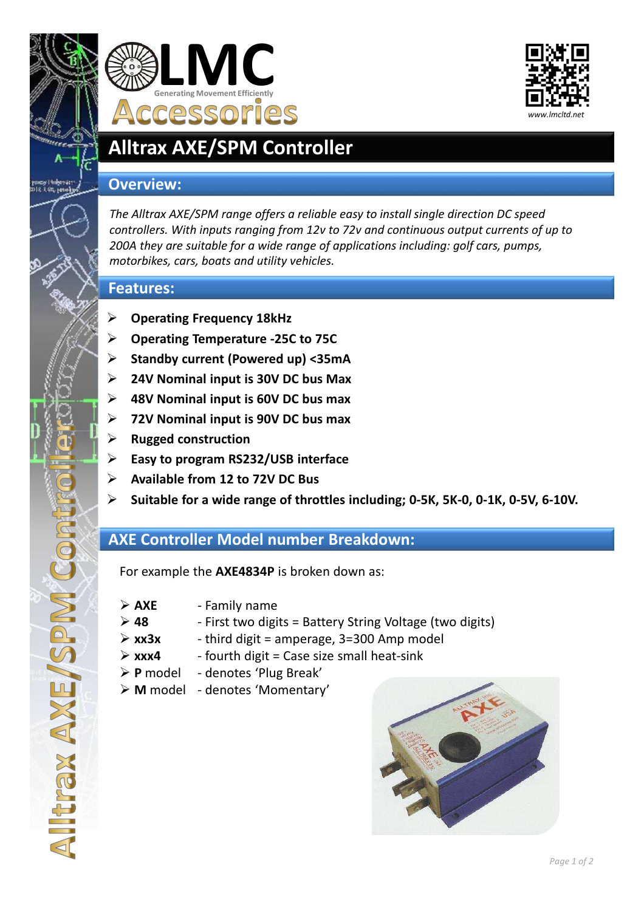# LMC Accessories

Generating Movement Efficiently

www.lmcltd.net

# Alltrax AXE/SPM Controller

## Overview:

*The Alltrax AXE/SPM range offers a reliable easy to install single direction DC speed controllers. With inputs ranging from 12v to 72v and continuous output currents of up to 200A they are suitable for a wide range of applications including: golf cars, pumps, motorbikes, cars, boats and utility vehicles.*

## Features:

- **Operating Frequency 18kHz**
- **Operating Temperature -25C to 75C**
- **Standby current (Powered up) <35mA**
- **24V Nominal input is 30V DC bus Max**
- **48V Nominal input is 60V DC bus max**
- **72V Nominal input is 90V DC bus max**
- **Rugged construction**
- **Easy to program RS232/USB interface**
- **Available from 12 to 72V DC Bus**
- **Suitable for a wide range of throttles including; 0-5K, 5K-0, 0-1K, 0-5V, 6-10V.**

## AXE Controller Model number Breakdown:

For example the **AXE4834P** is broken down as:

- **AXE** - Family name
- **48** - First two digits = Battery String Voltage (two digits)
- **xx3x** - third digit = amperage, 3=300 Amp model
- **xxx4** - fourth digit = Case size small heat-sink
- **P** model - denotes ‘Plug Break’
- **M** model - denotes ‘Momentary’

Alltrax AXE/SPM Controller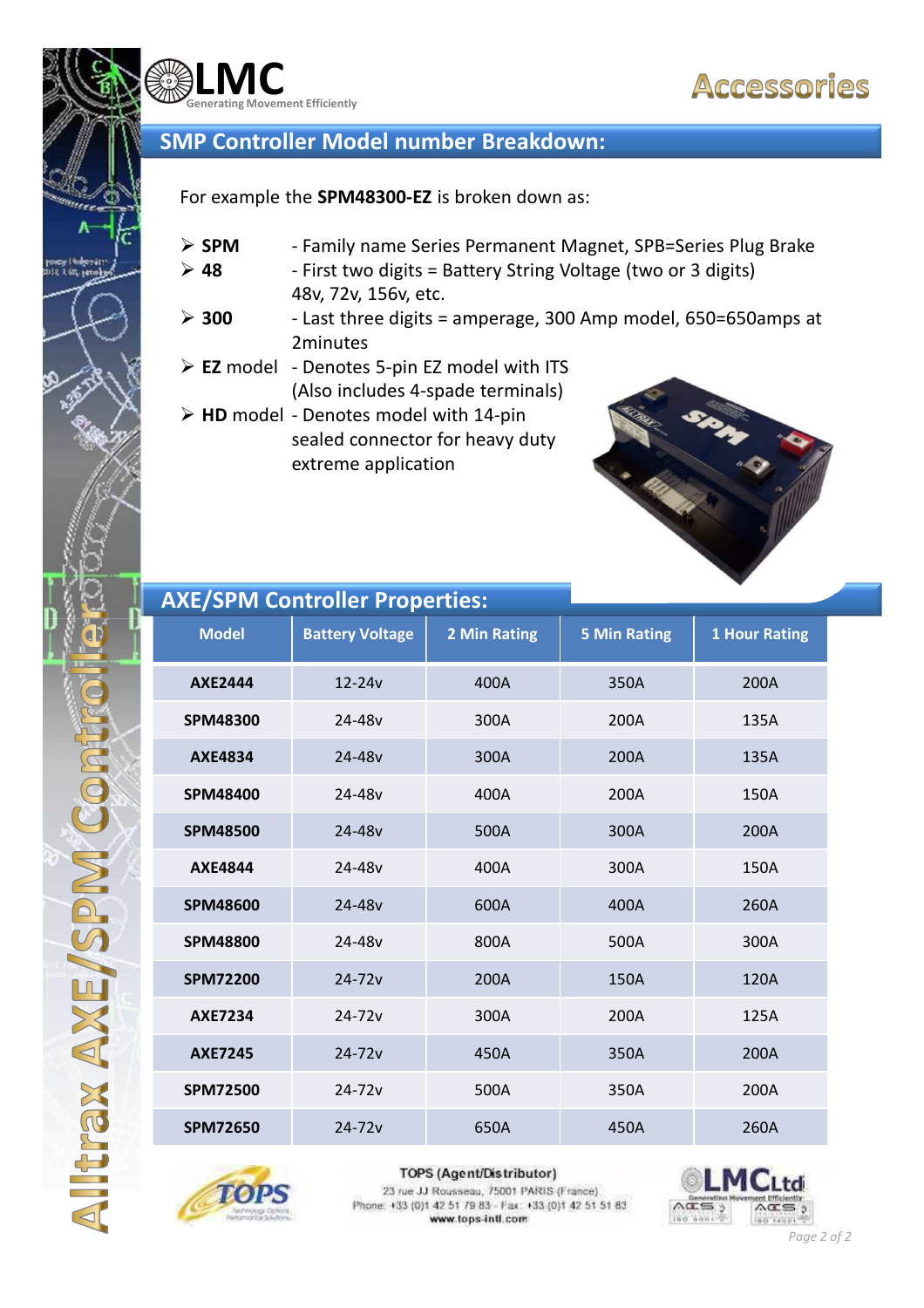# Accessories

## SMP Controller Model number Breakdown:

For example the **SPM48300-EZ** is broken down as:

- **SPM** - Family name Series Permanent Magnet, SPB=Series Plug Brake
- **48** - First two digits = Battery String Voltage (two or 3 digits) 48v, 72v, 156v, etc.
- **300** - Last three digits = amperage, 300 Amp model, 650=650amps at 2minutes
- **EZ** model - Denotes 5-pin EZ model with ITS (Also includes 4-spade terminals)
- **HD** model - Denotes model with 14-pin sealed connector for heavy duty extreme application

## AXE/SPM Controller Properties:

| Model | Battery Voltage | 2 Min Rating | 5 Min Rating | 1 Hour Rating |
|---|---|---|---|---|
| **AXE2444** | 12-24v | 400A | 350A | 200A |
| **SPM48300** | 24-48v | 300A | 200A | 135A |
| **AXE4834** | 24-48v | 300A | 200A | 135A |
| **SPM48400** | 24-48v | 400A | 200A | 150A |
| **SPM48500** | 24-48v | 500A | 300A | 200A |
| **AXE4844** | 24-48v | 400A | 300A | 150A |
| **SPM48600** | 24-48v | 600A | 400A | 260A |
| **SPM48800** | 24-48v | 800A | 500A | 300A |
| **SPM72200** | 24-72v | 200A | 150A | 120A |
| **AXE7234** | 24-72v | 300A | 200A | 125A |
| **AXE7245** | 24-72v | 450A | 350A | 200A |
| **SPM72500** | 24-72v | 500A | 350A | 200A |
| **SPM72650** | 24-72v | 650A | 450A | 260A |

TOPS (Agent/Distributor)
23 rue JJ Rousseau, 75001 PARIS (France)
Phone: +33 (0)1 42 51 79 83 - Fax: +33 (0)1 42 51 51 83
www.tops-intl.com